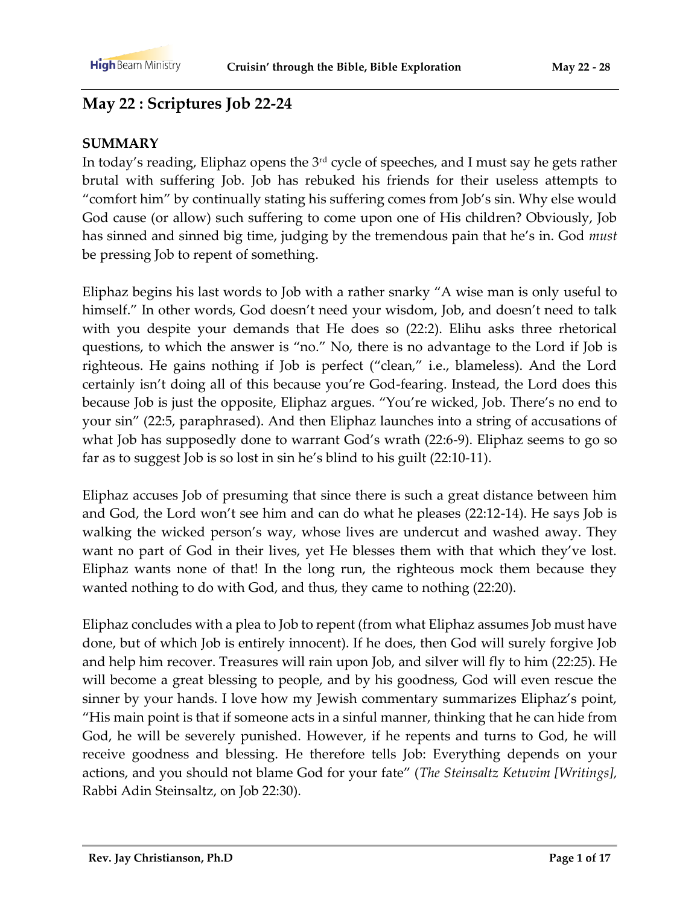# May 22 : Scriptures Job 22-24

**SUMMARY**

In today's reading, Eliphaz opens the 3rd cycle of speeches, and I must say he gets rather brutal with suffering Job. Job has rebuked his friends for their useless attempts to "comfort him" by continually stating his suffering comes from Job's sin. Why else would God cause (or allow) such suffering to come upon one of His children? Obviously, Job has sinned and sinned big time, judging by the tremendous pain that he's in. God *must* be pressing Job to repent of something.

Eliphaz begins his last words to Job with a rather snarky "A wise man is only useful to himself." In other words, God doesn't need your wisdom, Job, and doesn't need to talk with you despite your demands that He does so (22:2). Elihu asks three rhetorical questions, to which the answer is "no." No, there is no advantage to the Lord if Job is righteous. He gains nothing if Job is perfect ("clean," i.e., blameless). And the Lord certainly isn't doing all of this because you're God-fearing. Instead, the Lord does this because Job is just the opposite, Eliphaz argues. "You're wicked, Job. There's no end to your sin" (22:5, paraphrased). And then Eliphaz launches into a string of accusations of what Job has supposedly done to warrant God's wrath (22:6-9). Eliphaz seems to go so far as to suggest Job is so lost in sin he's blind to his guilt (22:10-11).

Eliphaz accuses Job of presuming that since there is such a great distance between him and God, the Lord won't see him and can do what he pleases (22:12-14). He says Job is walking the wicked person's way, whose lives are undercut and washed away. They want no part of God in their lives, yet He blesses them with that which they've lost. Eliphaz wants none of that! In the long run, the righteous mock them because they wanted nothing to do with God, and thus, they came to nothing (22:20).

Eliphaz concludes with a plea to Job to repent (from what Eliphaz assumes Job must have done, but of which Job is entirely innocent). If he does, then God will surely forgive Job and help him recover. Treasures will rain upon Job, and silver will fly to him (22:25). He will become a great blessing to people, and by his goodness, God will even rescue the sinner by your hands. I love how my Jewish commentary summarizes Eliphaz's point, "His main point is that if someone acts in a sinful manner, thinking that he can hide from God, he will be severely punished. However, if he repents and turns to God, he will receive goodness and blessing. He therefore tells Job: Everything depends on your actions, and you should not blame God for your fate" (*The Steinsaltz Ketuvim [Writings],* Rabbi Adin Steinsaltz, on Job 22:30).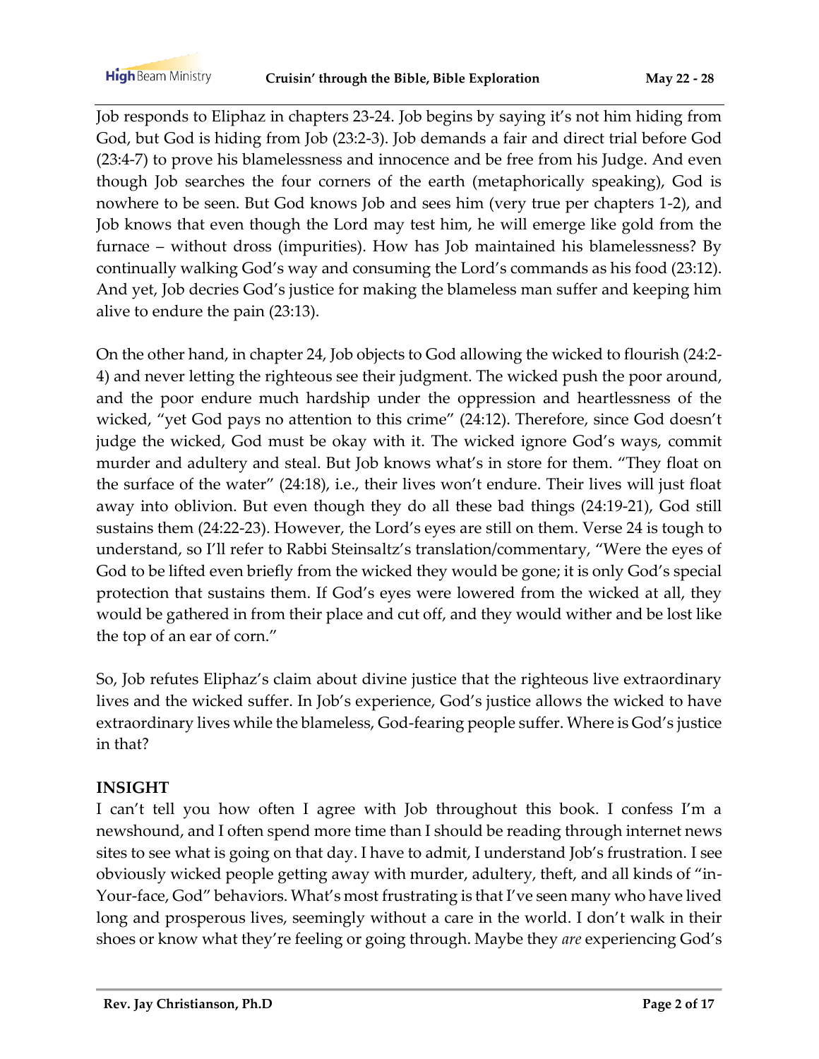Job responds to Eliphaz in chapters 23-24. Job begins by saying it's not him hiding from God, but God is hiding from Job (23:2-3). Job demands a fair and direct trial before God (23:4-7) to prove his blamelessness and innocence and be free from his Judge. And even though Job searches the four corners of the earth (metaphorically speaking), God is nowhere to be seen. But God knows Job and sees him (very true per chapters 1-2), and Job knows that even though the Lord may test him, he will emerge like gold from the furnace – without dross (impurities). How has Job maintained his blamelessness? By continually walking God's way and consuming the Lord's commands as his food (23:12). And yet, Job decries God's justice for making the blameless man suffer and keeping him alive to endure the pain (23:13).

On the other hand, in chapter 24, Job objects to God allowing the wicked to flourish (24:2-4) and never letting the righteous see their judgment. The wicked push the poor around, and the poor endure much hardship under the oppression and heartlessness of the wicked, "yet God pays no attention to this crime" (24:12). Therefore, since God doesn't judge the wicked, God must be okay with it. The wicked ignore God's ways, commit murder and adultery and steal. But Job knows what's in store for them. "They float on the surface of the water" (24:18), i.e., their lives won't endure. Their lives will just float away into oblivion. But even though they do all these bad things (24:19-21), God still sustains them (24:22-23). However, the Lord's eyes are still on them. Verse 24 is tough to understand, so I'll refer to Rabbi Steinsaltz's translation/commentary, "Were the eyes of God to be lifted even briefly from the wicked they would be gone; it is only God's special protection that sustains them. If God's eyes were lowered from the wicked at all, they would be gathered in from their place and cut off, and they would wither and be lost like the top of an ear of corn."

So, Job refutes Eliphaz's claim about divine justice that the righteous live extraordinary lives and the wicked suffer. In Job's experience, God's justice allows the wicked to have extraordinary lives while the blameless, God-fearing people suffer. Where is God's justice in that?

**INSIGHT**

I can't tell you how often I agree with Job throughout this book. I confess I'm a newshound, and I often spend more time than I should be reading through internet news sites to see what is going on that day. I have to admit, I understand Job's frustration. I see obviously wicked people getting away with murder, adultery, theft, and all kinds of "in-Your-face, God" behaviors. What's most frustrating is that I've seen many who have lived long and prosperous lives, seemingly without a care in the world. I don't walk in their shoes or know what they're feeling or going through. Maybe they *are* experiencing God's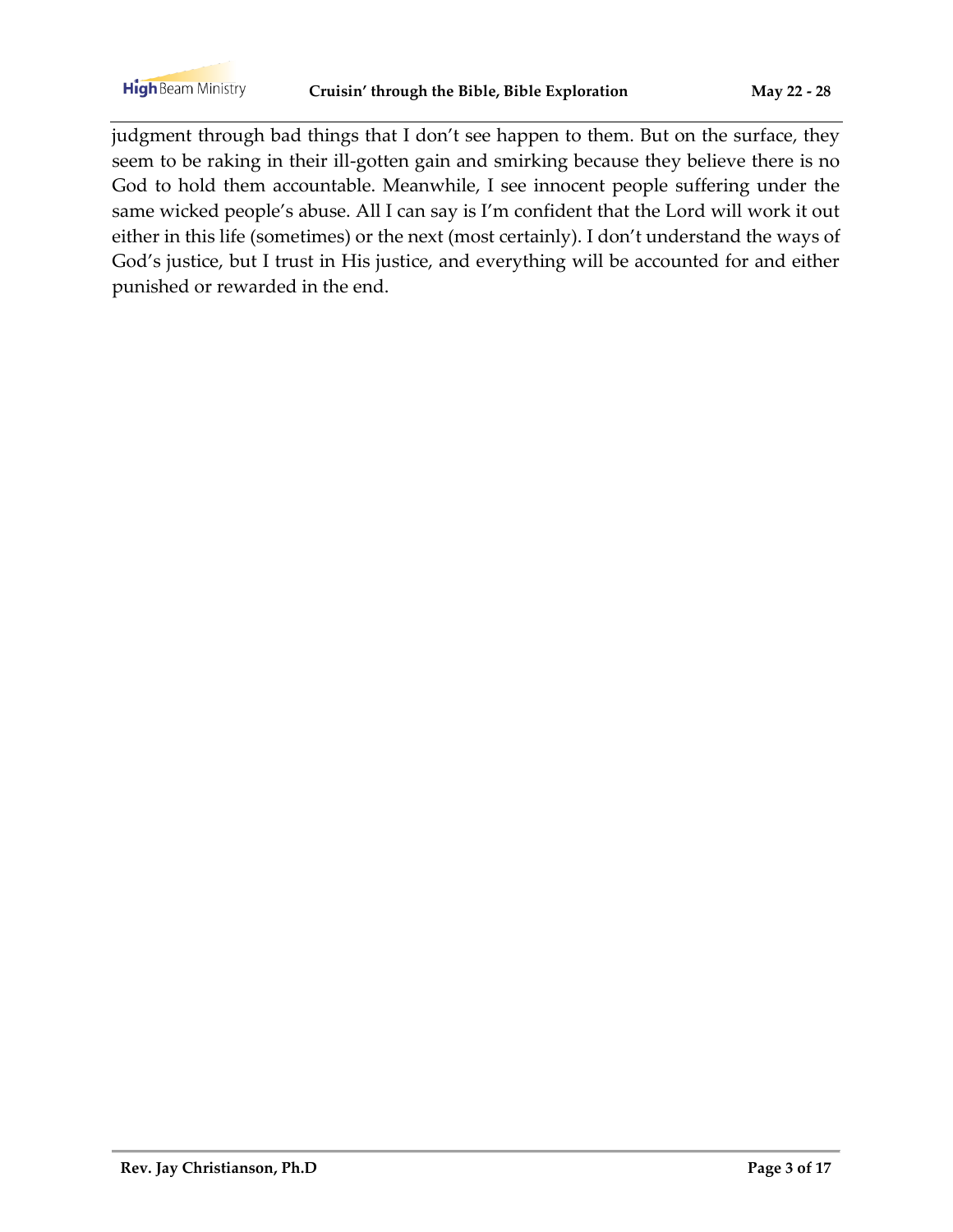judgment through bad things that I don't see happen to them. But on the surface, they seem to be raking in their ill-gotten gain and smirking because they believe there is no God to hold them accountable. Meanwhile, I see innocent people suffering under the same wicked people's abuse. All I can say is I'm confident that the Lord will work it out either in this life (sometimes) or the next (most certainly). I don't understand the ways of God's justice, but I trust in His justice, and everything will be accounted for and either punished or rewarded in the end.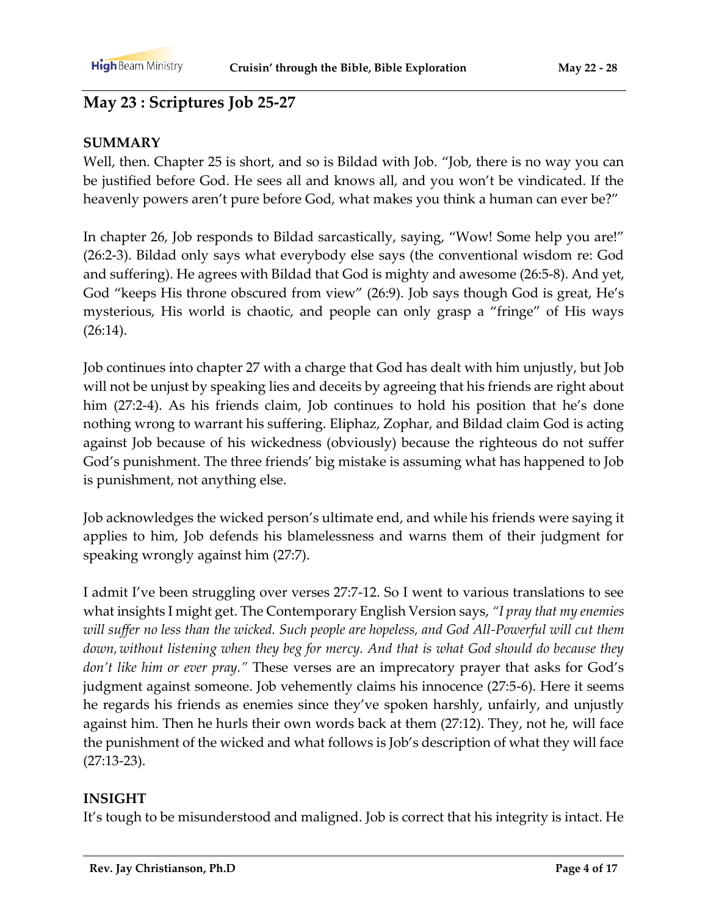## May 23 : Scriptures Job 25-27

**SUMMARY**

Well, then. Chapter 25 is short, and so is Bildad with Job. "Job, there is no way you can be justified before God. He sees all and knows all, and you won't be vindicated. If the heavenly powers aren't pure before God, what makes you think a human can ever be?"

In chapter 26, Job responds to Bildad sarcastically, saying, "Wow! Some help you are!" (26:2-3). Bildad only says what everybody else says (the conventional wisdom re: God and suffering). He agrees with Bildad that God is mighty and awesome (26:5-8). And yet, God "keeps His throne obscured from view" (26:9). Job says though God is great, He's mysterious, His world is chaotic, and people can only grasp a "fringe" of His ways (26:14).

Job continues into chapter 27 with a charge that God has dealt with him unjustly, but Job will not be unjust by speaking lies and deceits by agreeing that his friends are right about him (27:2-4). As his friends claim, Job continues to hold his position that he's done nothing wrong to warrant his suffering. Eliphaz, Zophar, and Bildad claim God is acting against Job because of his wickedness (obviously) because the righteous do not suffer God's punishment. The three friends' big mistake is assuming what has happened to Job is punishment, not anything else.

Job acknowledges the wicked person's ultimate end, and while his friends were saying it applies to him, Job defends his blamelessness and warns them of their judgment for speaking wrongly against him (27:7).

I admit I've been struggling over verses 27:7-12. So I went to various translations to see what insights I might get. The Contemporary English Version says, *"I pray that my enemies will suffer no less than the wicked. Such people are hopeless, and God All-Powerful will cut them down, without listening when they beg for mercy. And that is what God should do because they don't like him or ever pray."* These verses are an imprecatory prayer that asks for God's judgment against someone. Job vehemently claims his innocence (27:5-6). Here it seems he regards his friends as enemies since they've spoken harshly, unfairly, and unjustly against him. Then he hurls their own words back at them (27:12). They, not he, will face the punishment of the wicked and what follows is Job's description of what they will face (27:13-23).

**INSIGHT**

It's tough to be misunderstood and maligned. Job is correct that his integrity is intact. He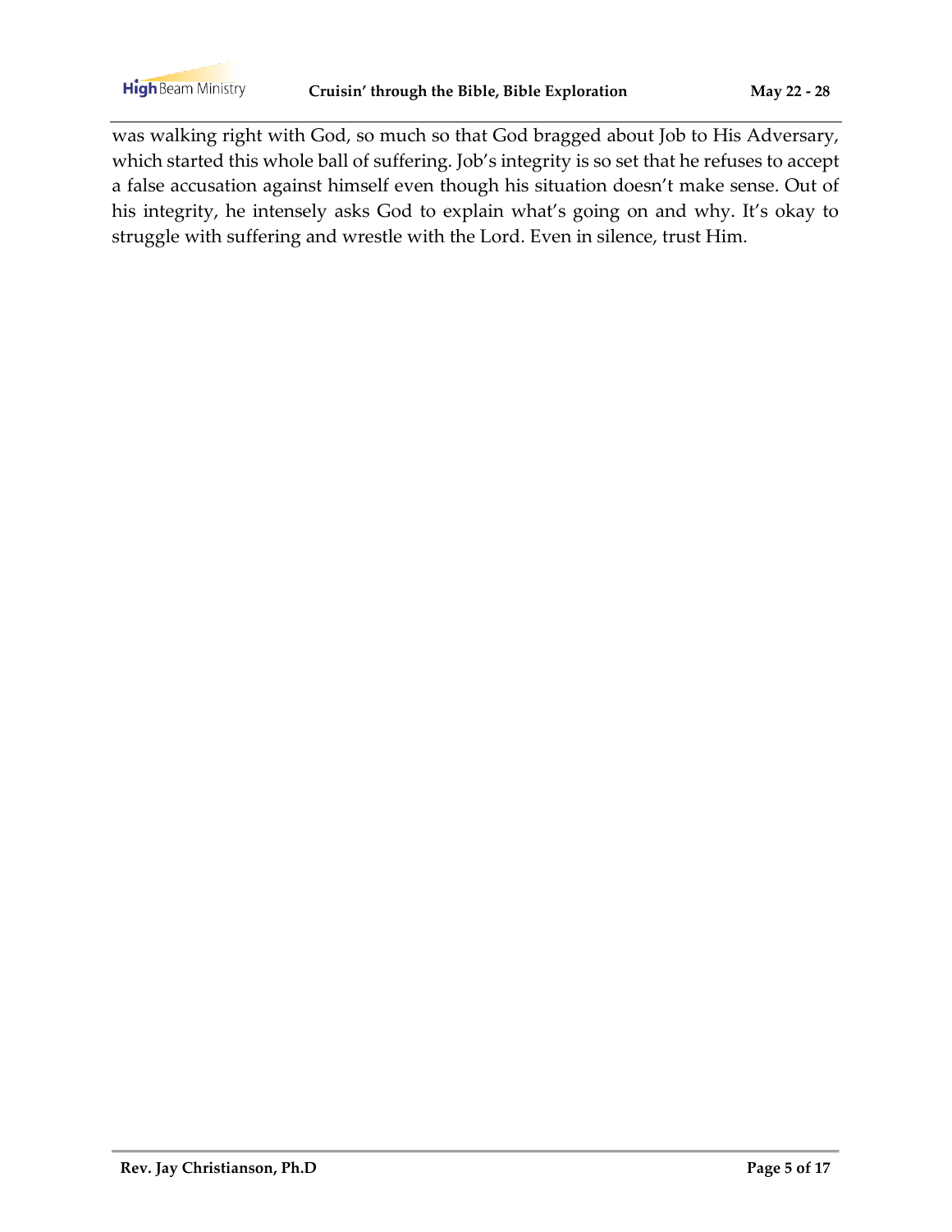was walking right with God, so much so that God bragged about Job to His Adversary, which started this whole ball of suffering. Job's integrity is so set that he refuses to accept a false accusation against himself even though his situation doesn't make sense. Out of his integrity, he intensely asks God to explain what's going on and why. It's okay to struggle with suffering and wrestle with the Lord. Even in silence, trust Him.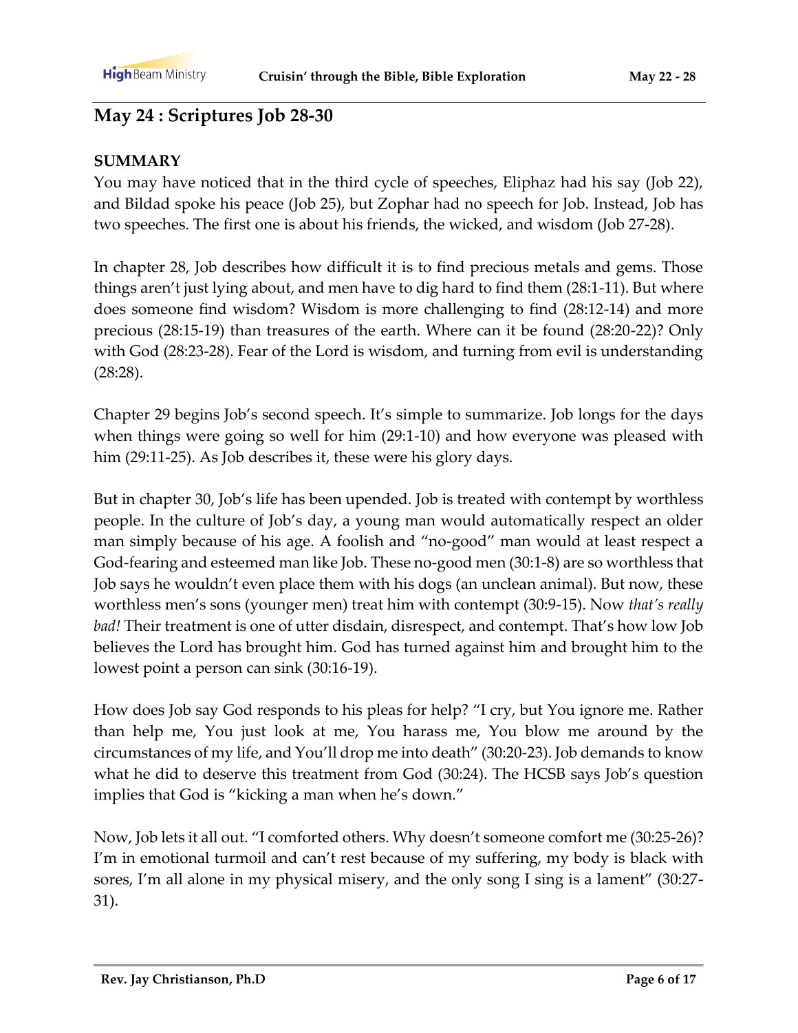## May 24 : Scriptures Job 28-30

**SUMMARY**

You may have noticed that in the third cycle of speeches, Eliphaz had his say (Job 22), and Bildad spoke his peace (Job 25), but Zophar had no speech for Job. Instead, Job has two speeches. The first one is about his friends, the wicked, and wisdom (Job 27-28).

In chapter 28, Job describes how difficult it is to find precious metals and gems. Those things aren't just lying about, and men have to dig hard to find them (28:1-11). But where does someone find wisdom? Wisdom is more challenging to find (28:12-14) and more precious (28:15-19) than treasures of the earth. Where can it be found (28:20-22)? Only with God (28:23-28). Fear of the Lord is wisdom, and turning from evil is understanding (28:28).

Chapter 29 begins Job's second speech. It's simple to summarize. Job longs for the days when things were going so well for him (29:1-10) and how everyone was pleased with him (29:11-25). As Job describes it, these were his glory days.

But in chapter 30, Job's life has been upended. Job is treated with contempt by worthless people. In the culture of Job's day, a young man would automatically respect an older man simply because of his age. A foolish and "no-good" man would at least respect a God-fearing and esteemed man like Job. These no-good men (30:1-8) are so worthless that Job says he wouldn't even place them with his dogs (an unclean animal). But now, these worthless men's sons (younger men) treat him with contempt (30:9-15). Now *that's really bad!* Their treatment is one of utter disdain, disrespect, and contempt. That's how low Job believes the Lord has brought him. God has turned against him and brought him to the lowest point a person can sink (30:16-19).

How does Job say God responds to his pleas for help? "I cry, but You ignore me. Rather than help me, You just look at me, You harass me, You blow me around by the circumstances of my life, and You'll drop me into death" (30:20-23). Job demands to know what he did to deserve this treatment from God (30:24). The HCSB says Job's question implies that God is "kicking a man when he's down."

Now, Job lets it all out. "I comforted others. Why doesn't someone comfort me (30:25-26)? I'm in emotional turmoil and can't rest because of my suffering, my body is black with sores, I'm all alone in my physical misery, and the only song I sing is a lament" (30:27-31).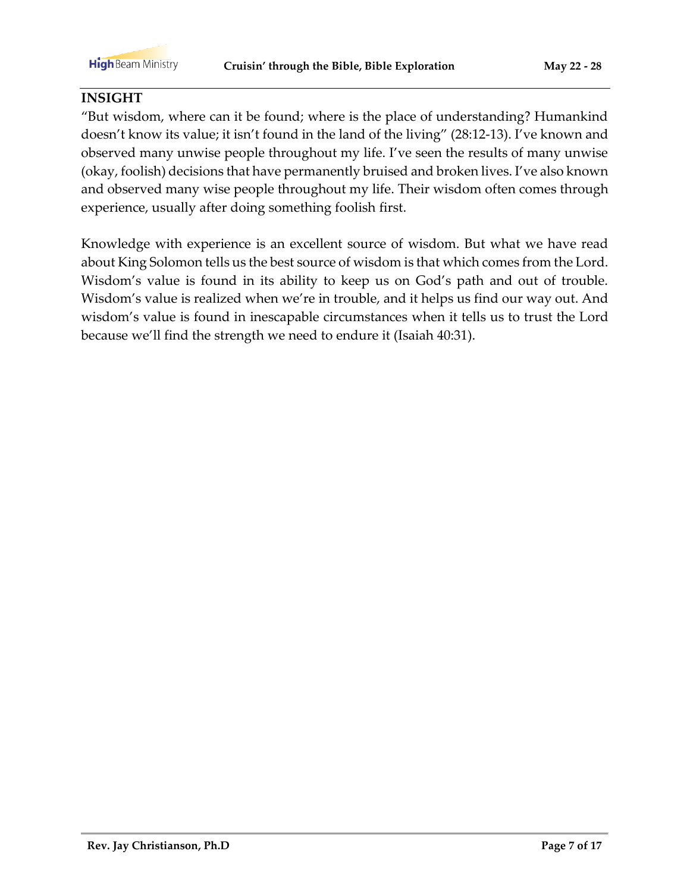## INSIGHT

"But wisdom, where can it be found; where is the place of understanding? Humankind doesn't know its value; it isn't found in the land of the living" (28:12-13). I've known and observed many unwise people throughout my life. I've seen the results of many unwise (okay, foolish) decisions that have permanently bruised and broken lives. I've also known and observed many wise people throughout my life. Their wisdom often comes through experience, usually after doing something foolish first.

Knowledge with experience is an excellent source of wisdom. But what we have read about King Solomon tells us the best source of wisdom is that which comes from the Lord. Wisdom's value is found in its ability to keep us on God's path and out of trouble. Wisdom's value is realized when we're in trouble, and it helps us find our way out. And wisdom's value is found in inescapable circumstances when it tells us to trust the Lord because we'll find the strength we need to endure it (Isaiah 40:31).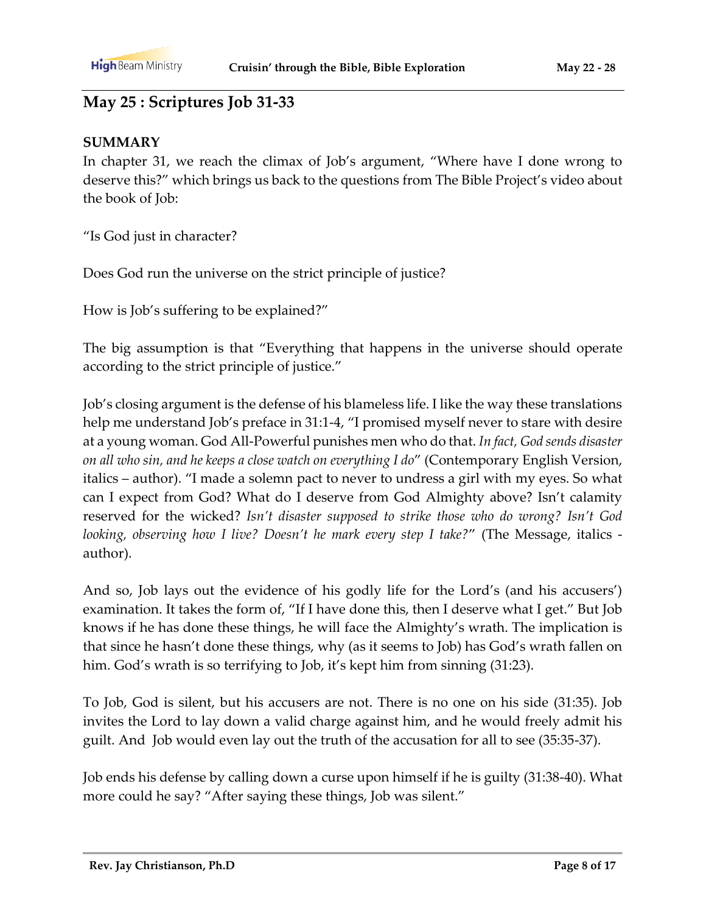## May 25 : Scriptures Job 31-33

**SUMMARY**

In chapter 31, we reach the climax of Job's argument, "Where have I done wrong to deserve this?" which brings us back to the questions from The Bible Project's video about the book of Job:

"Is God just in character?

Does God run the universe on the strict principle of justice?

How is Job's suffering to be explained?"

The big assumption is that "Everything that happens in the universe should operate according to the strict principle of justice."

Job's closing argument is the defense of his blameless life. I like the way these translations help me understand Job's preface in 31:1-4, "I promised myself never to stare with desire at a young woman. God All-Powerful punishes men who do that. *In fact, God sends disaster on all who sin, and he keeps a close watch on everything I do*" (Contemporary English Version, italics – author). "I made a solemn pact to never to undress a girl with my eyes. So what can I expect from God? What do I deserve from God Almighty above? Isn't calamity reserved for the wicked? *Isn't disaster supposed to strike those who do wrong? Isn't God looking, observing how I live? Doesn't he mark every step I take?*" (The Message, italics - author).

And so, Job lays out the evidence of his godly life for the Lord's (and his accusers') examination. It takes the form of, "If I have done this, then I deserve what I get." But Job knows if he has done these things, he will face the Almighty's wrath. The implication is that since he hasn't done these things, why (as it seems to Job) has God's wrath fallen on him. God's wrath is so terrifying to Job, it's kept him from sinning (31:23).

To Job, God is silent, but his accusers are not. There is no one on his side (31:35). Job invites the Lord to lay down a valid charge against him, and he would freely admit his guilt. And Job would even lay out the truth of the accusation for all to see (35:35-37).

Job ends his defense by calling down a curse upon himself if he is guilty (31:38-40). What more could he say? "After saying these things, Job was silent."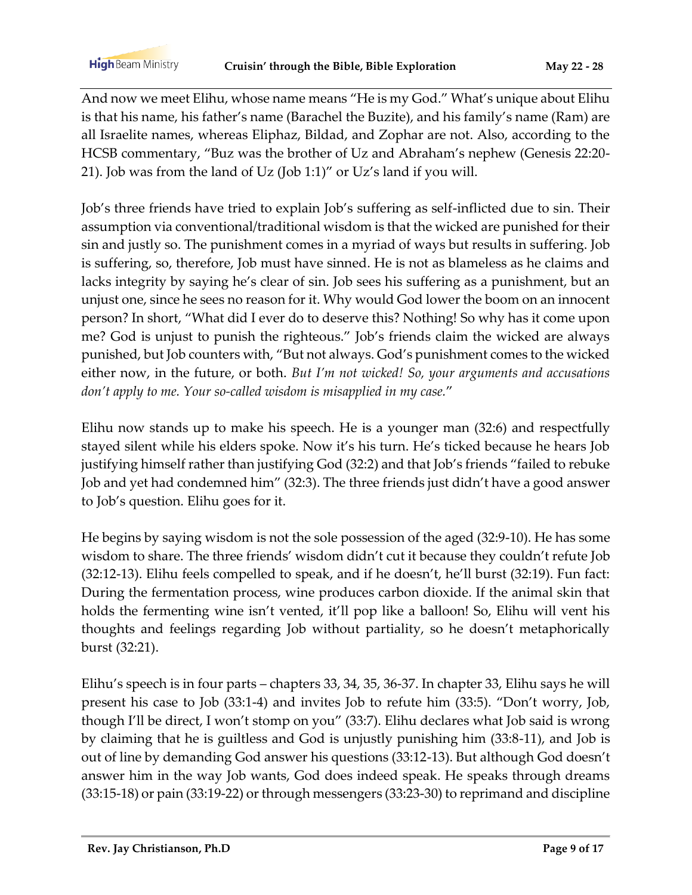And now we meet Elihu, whose name means "He is my God." What's unique about Elihu is that his name, his father's name (Barachel the Buzite), and his family's name (Ram) are all Israelite names, whereas Eliphaz, Bildad, and Zophar are not. Also, according to the HCSB commentary, "Buz was the brother of Uz and Abraham's nephew (Genesis 22:20-21). Job was from the land of Uz (Job 1:1)" or Uz's land if you will.

Job's three friends have tried to explain Job's suffering as self-inflicted due to sin. Their assumption via conventional/traditional wisdom is that the wicked are punished for their sin and justly so. The punishment comes in a myriad of ways but results in suffering. Job is suffering, so, therefore, Job must have sinned. He is not as blameless as he claims and lacks integrity by saying he's clear of sin. Job sees his suffering as a punishment, but an unjust one, since he sees no reason for it. Why would God lower the boom on an innocent person? In short, "What did I ever do to deserve this? Nothing! So why has it come upon me? God is unjust to punish the righteous." Job's friends claim the wicked are always punished, but Job counters with, "But not always. God's punishment comes to the wicked either now, in the future, or both. *But I'm not wicked! So, your arguments and accusations don't apply to me. Your so-called wisdom is misapplied in my case.*"

Elihu now stands up to make his speech. He is a younger man (32:6) and respectfully stayed silent while his elders spoke. Now it's his turn. He's ticked because he hears Job justifying himself rather than justifying God (32:2) and that Job's friends "failed to rebuke Job and yet had condemned him" (32:3). The three friends just didn't have a good answer to Job's question. Elihu goes for it.

He begins by saying wisdom is not the sole possession of the aged (32:9-10). He has some wisdom to share. The three friends' wisdom didn't cut it because they couldn't refute Job (32:12-13). Elihu feels compelled to speak, and if he doesn't, he'll burst (32:19). Fun fact: During the fermentation process, wine produces carbon dioxide. If the animal skin that holds the fermenting wine isn't vented, it'll pop like a balloon! So, Elihu will vent his thoughts and feelings regarding Job without partiality, so he doesn't metaphorically burst (32:21).

Elihu's speech is in four parts – chapters 33, 34, 35, 36-37. In chapter 33, Elihu says he will present his case to Job (33:1-4) and invites Job to refute him (33:5). "Don't worry, Job, though I'll be direct, I won't stomp on you" (33:7). Elihu declares what Job said is wrong by claiming that he is guiltless and God is unjustly punishing him (33:8-11), and Job is out of line by demanding God answer his questions (33:12-13). But although God doesn't answer him in the way Job wants, God does indeed speak. He speaks through dreams (33:15-18) or pain (33:19-22) or through messengers (33:23-30) to reprimand and discipline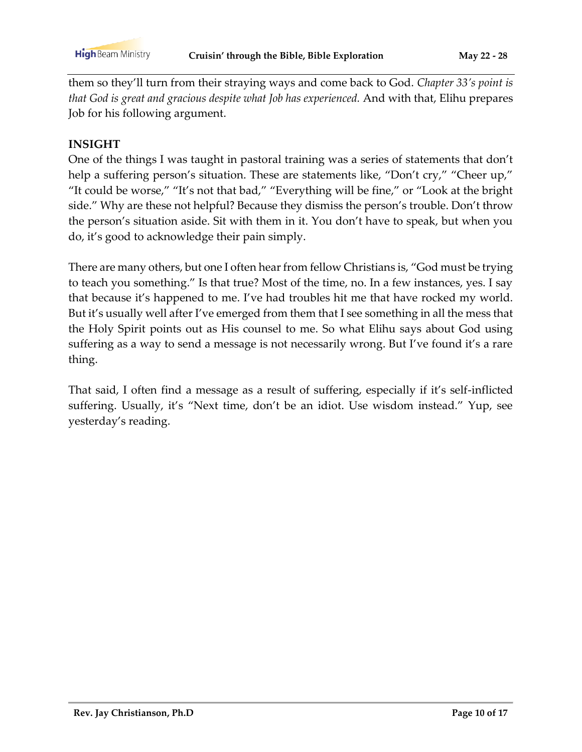them so they'll turn from their straying ways and come back to God. *Chapter 33's point is that God is great and gracious despite what Job has experienced.* And with that, Elihu prepares Job for his following argument.

**INSIGHT**

One of the things I was taught in pastoral training was a series of statements that don't help a suffering person's situation. These are statements like, "Don't cry," "Cheer up," "It could be worse," "It's not that bad," "Everything will be fine," or "Look at the bright side." Why are these not helpful? Because they dismiss the person's trouble. Don't throw the person's situation aside. Sit with them in it. You don't have to speak, but when you do, it's good to acknowledge their pain simply.

There are many others, but one I often hear from fellow Christians is, "God must be trying to teach you something." Is that true? Most of the time, no. In a few instances, yes. I say that because it's happened to me. I've had troubles hit me that have rocked my world. But it's usually well after I've emerged from them that I see something in all the mess that the Holy Spirit points out as His counsel to me. So what Elihu says about God using suffering as a way to send a message is not necessarily wrong. But I've found it's a rare thing.

That said, I often find a message as a result of suffering, especially if it's self-inflicted suffering. Usually, it's "Next time, don't be an idiot. Use wisdom instead." Yup, see yesterday's reading.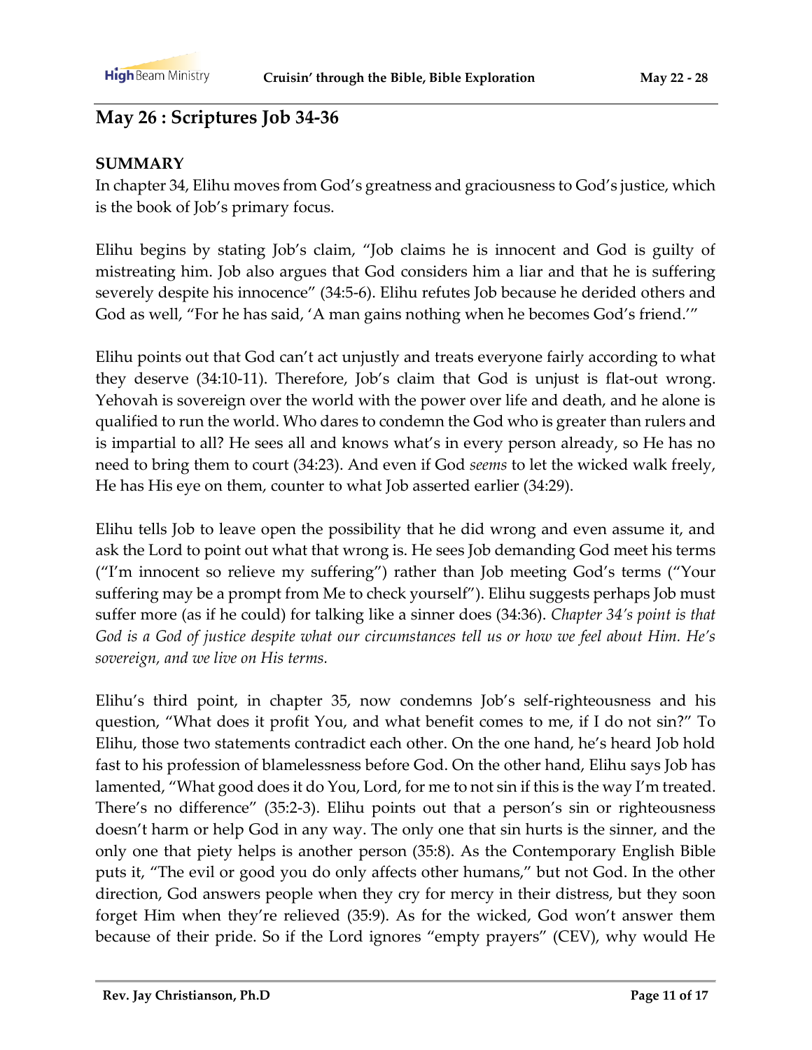## May 26 : Scriptures Job 34-36

**SUMMARY**

In chapter 34, Elihu moves from God's greatness and graciousness to God's justice, which is the book of Job's primary focus.

Elihu begins by stating Job's claim, "Job claims he is innocent and God is guilty of mistreating him. Job also argues that God considers him a liar and that he is suffering severely despite his innocence" (34:5-6). Elihu refutes Job because he derided others and God as well, "For he has said, 'A man gains nothing when he becomes God's friend.'"

Elihu points out that God can't act unjustly and treats everyone fairly according to what they deserve (34:10-11). Therefore, Job's claim that God is unjust is flat-out wrong. Yehovah is sovereign over the world with the power over life and death, and he alone is qualified to run the world. Who dares to condemn the God who is greater than rulers and is impartial to all? He sees all and knows what's in every person already, so He has no need to bring them to court (34:23). And even if God *seems* to let the wicked walk freely, He has His eye on them, counter to what Job asserted earlier (34:29).

Elihu tells Job to leave open the possibility that he did wrong and even assume it, and ask the Lord to point out what that wrong is. He sees Job demanding God meet his terms ("I'm innocent so relieve my suffering") rather than Job meeting God's terms ("Your suffering may be a prompt from Me to check yourself"). Elihu suggests perhaps Job must suffer more (as if he could) for talking like a sinner does (34:36). *Chapter 34's point is that God is a God of justice despite what our circumstances tell us or how we feel about Him. He's sovereign, and we live on His terms.*

Elihu's third point, in chapter 35, now condemns Job's self-righteousness and his question, "What does it profit You, and what benefit comes to me, if I do not sin?" To Elihu, those two statements contradict each other. On the one hand, he's heard Job hold fast to his profession of blamelessness before God. On the other hand, Elihu says Job has lamented, "What good does it do You, Lord, for me to not sin if this is the way I'm treated. There's no difference" (35:2-3). Elihu points out that a person's sin or righteousness doesn't harm or help God in any way. The only one that sin hurts is the sinner, and the only one that piety helps is another person (35:8). As the Contemporary English Bible puts it, "The evil or good you do only affects other humans," but not God. In the other direction, God answers people when they cry for mercy in their distress, but they soon forget Him when they're relieved (35:9). As for the wicked, God won't answer them because of their pride. So if the Lord ignores "empty prayers" (CEV), why would He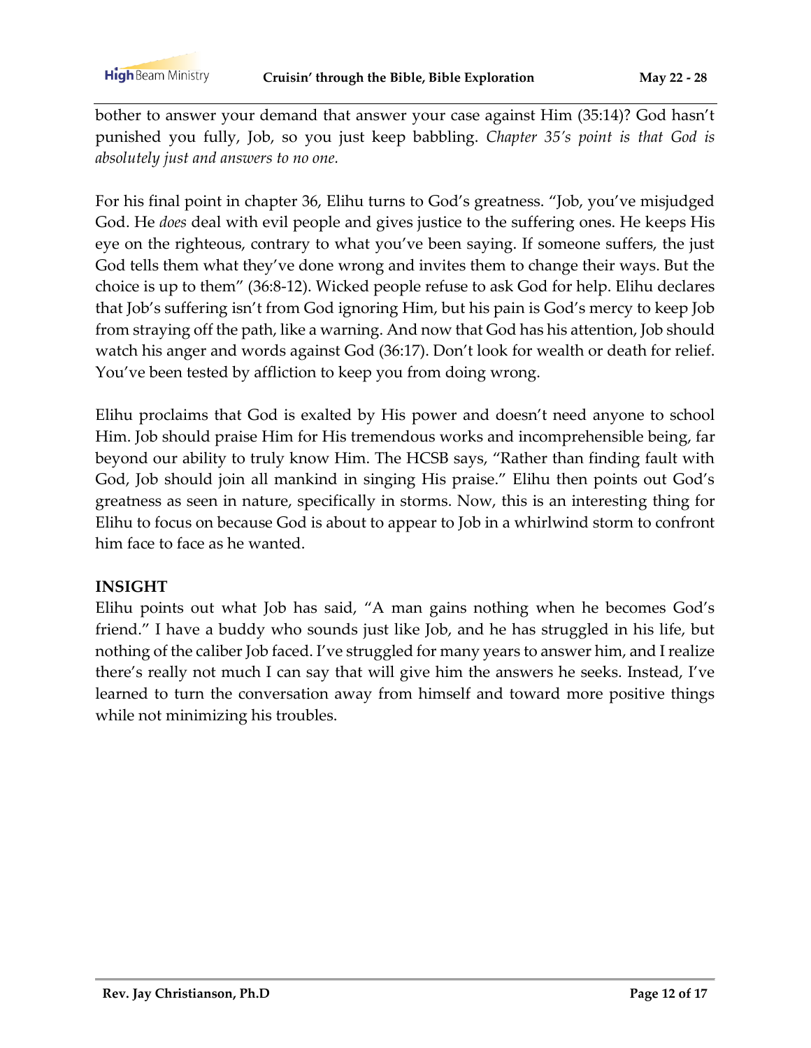bother to answer your demand that answer your case against Him (35:14)? God hasn't punished you fully, Job, so you just keep babbling. *Chapter 35's point is that God is absolutely just and answers to no one.*

For his final point in chapter 36, Elihu turns to God's greatness. "Job, you've misjudged God. He *does* deal with evil people and gives justice to the suffering ones. He keeps His eye on the righteous, contrary to what you've been saying. If someone suffers, the just God tells them what they've done wrong and invites them to change their ways. But the choice is up to them" (36:8-12). Wicked people refuse to ask God for help. Elihu declares that Job's suffering isn't from God ignoring Him, but his pain is God's mercy to keep Job from straying off the path, like a warning. And now that God has his attention, Job should watch his anger and words against God (36:17). Don't look for wealth or death for relief. You've been tested by affliction to keep you from doing wrong.

Elihu proclaims that God is exalted by His power and doesn't need anyone to school Him. Job should praise Him for His tremendous works and incomprehensible being, far beyond our ability to truly know Him. The HCSB says, "Rather than finding fault with God, Job should join all mankind in singing His praise." Elihu then points out God's greatness as seen in nature, specifically in storms. Now, this is an interesting thing for Elihu to focus on because God is about to appear to Job in a whirlwind storm to confront him face to face as he wanted.

**INSIGHT**

Elihu points out what Job has said, "A man gains nothing when he becomes God's friend." I have a buddy who sounds just like Job, and he has struggled in his life, but nothing of the caliber Job faced. I've struggled for many years to answer him, and I realize there's really not much I can say that will give him the answers he seeks. Instead, I've learned to turn the conversation away from himself and toward more positive things while not minimizing his troubles.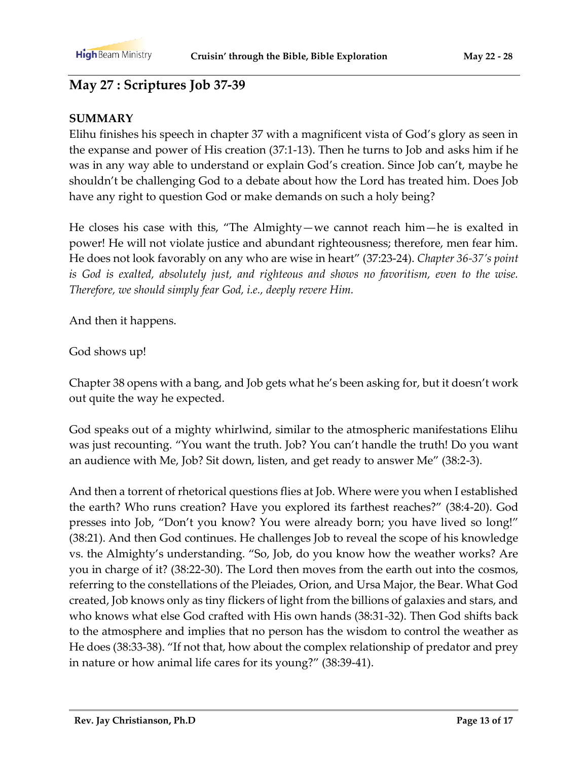## May 27 : Scriptures Job 37-39

**SUMMARY**

Elihu finishes his speech in chapter 37 with a magnificent vista of God's glory as seen in the expanse and power of His creation (37:1-13). Then he turns to Job and asks him if he was in any way able to understand or explain God's creation. Since Job can't, maybe he shouldn't be challenging God to a debate about how the Lord has treated him. Does Job have any right to question God or make demands on such a holy being?

He closes his case with this, "The Almighty—we cannot reach him—he is exalted in power! He will not violate justice and abundant righteousness; therefore, men fear him. He does not look favorably on any who are wise in heart" (37:23-24). *Chapter 36-37's point is God is exalted, absolutely just, and righteous and shows no favoritism, even to the wise. Therefore, we should simply fear God, i.e., deeply revere Him.*

And then it happens.

God shows up!

Chapter 38 opens with a bang, and Job gets what he's been asking for, but it doesn't work out quite the way he expected.

God speaks out of a mighty whirlwind, similar to the atmospheric manifestations Elihu was just recounting. "You want the truth. Job? You can't handle the truth! Do you want an audience with Me, Job? Sit down, listen, and get ready to answer Me" (38:2-3).

And then a torrent of rhetorical questions flies at Job. Where were you when I established the earth? Who runs creation? Have you explored its farthest reaches?" (38:4-20). God presses into Job, "Don't you know? You were already born; you have lived so long!" (38:21). And then God continues. He challenges Job to reveal the scope of his knowledge vs. the Almighty's understanding. "So, Job, do you know how the weather works? Are you in charge of it? (38:22-30). The Lord then moves from the earth out into the cosmos, referring to the constellations of the Pleiades, Orion, and Ursa Major, the Bear. What God created, Job knows only as tiny flickers of light from the billions of galaxies and stars, and who knows what else God crafted with His own hands (38:31-32). Then God shifts back to the atmosphere and implies that no person has the wisdom to control the weather as He does (38:33-38). "If not that, how about the complex relationship of predator and prey in nature or how animal life cares for its young?" (38:39-41).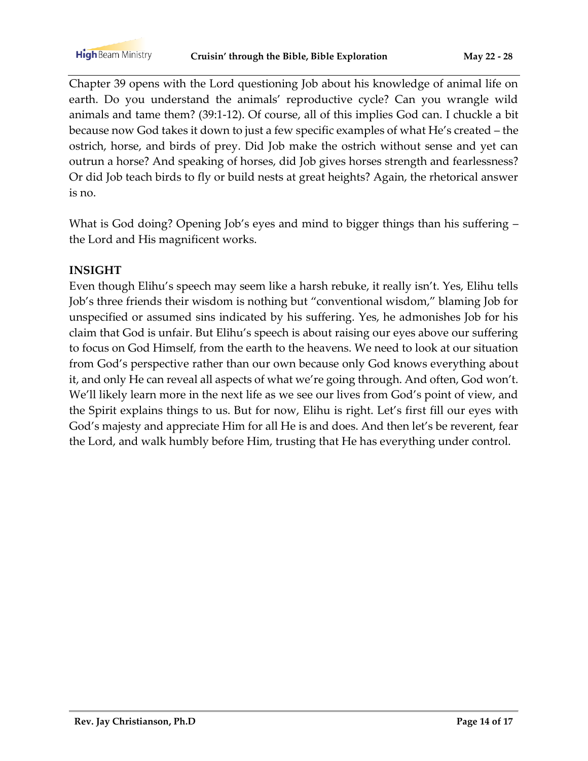Chapter 39 opens with the Lord questioning Job about his knowledge of animal life on earth. Do you understand the animals' reproductive cycle? Can you wrangle wild animals and tame them? (39:1-12). Of course, all of this implies God can. I chuckle a bit because now God takes it down to just a few specific examples of what He's created – the ostrich, horse, and birds of prey. Did Job make the ostrich without sense and yet can outrun a horse? And speaking of horses, did Job gives horses strength and fearlessness? Or did Job teach birds to fly or build nests at great heights? Again, the rhetorical answer is no.

What is God doing? Opening Job's eyes and mind to bigger things than his suffering – the Lord and His magnificent works.

**INSIGHT**

Even though Elihu's speech may seem like a harsh rebuke, it really isn't. Yes, Elihu tells Job's three friends their wisdom is nothing but "conventional wisdom," blaming Job for unspecified or assumed sins indicated by his suffering. Yes, he admonishes Job for his claim that God is unfair. But Elihu's speech is about raising our eyes above our suffering to focus on God Himself, from the earth to the heavens. We need to look at our situation from God's perspective rather than our own because only God knows everything about it, and only He can reveal all aspects of what we're going through. And often, God won't. We'll likely learn more in the next life as we see our lives from God's point of view, and the Spirit explains things to us. But for now, Elihu is right. Let's first fill our eyes with God's majesty and appreciate Him for all He is and does. And then let's be reverent, fear the Lord, and walk humbly before Him, trusting that He has everything under control.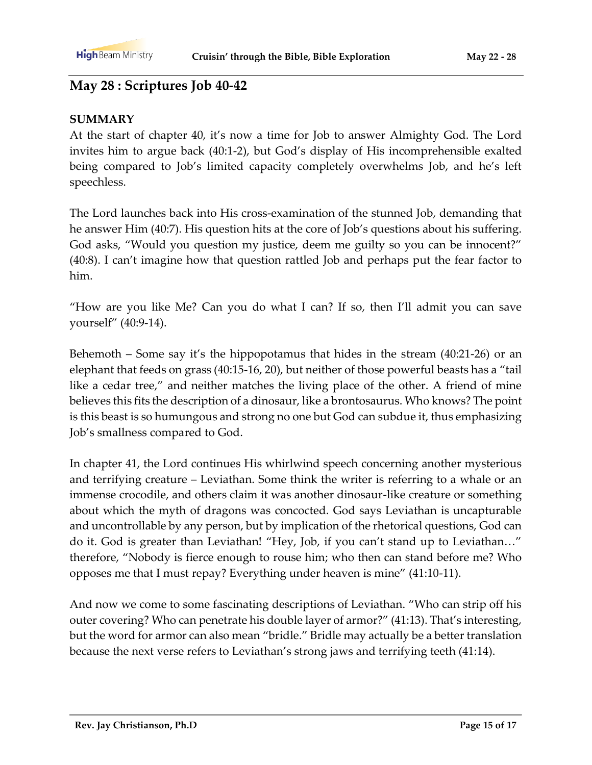## May 28 : Scriptures Job 40-42

**SUMMARY**

At the start of chapter 40, it's now a time for Job to answer Almighty God. The Lord invites him to argue back (40:1-2), but God's display of His incomprehensible exalted being compared to Job's limited capacity completely overwhelms Job, and he's left speechless.

The Lord launches back into His cross-examination of the stunned Job, demanding that he answer Him (40:7). His question hits at the core of Job's questions about his suffering. God asks, "Would you question my justice, deem me guilty so you can be innocent?" (40:8). I can't imagine how that question rattled Job and perhaps put the fear factor to him.

"How are you like Me? Can you do what I can? If so, then I'll admit you can save yourself" (40:9-14).

Behemoth – Some say it's the hippopotamus that hides in the stream (40:21-26) or an elephant that feeds on grass (40:15-16, 20), but neither of those powerful beasts has a "tail like a cedar tree," and neither matches the living place of the other. A friend of mine believes this fits the description of a dinosaur, like a brontosaurus. Who knows? The point is this beast is so humungous and strong no one but God can subdue it, thus emphasizing Job's smallness compared to God.

In chapter 41, the Lord continues His whirlwind speech concerning another mysterious and terrifying creature – Leviathan. Some think the writer is referring to a whale or an immense crocodile, and others claim it was another dinosaur-like creature or something about which the myth of dragons was concocted. God says Leviathan is uncapturable and uncontrollable by any person, but by implication of the rhetorical questions, God can do it. God is greater than Leviathan! "Hey, Job, if you can't stand up to Leviathan…" therefore, "Nobody is fierce enough to rouse him; who then can stand before me? Who opposes me that I must repay? Everything under heaven is mine" (41:10-11).

And now we come to some fascinating descriptions of Leviathan. "Who can strip off his outer covering? Who can penetrate his double layer of armor?" (41:13). That's interesting, but the word for armor can also mean "bridle." Bridle may actually be a better translation because the next verse refers to Leviathan's strong jaws and terrifying teeth (41:14).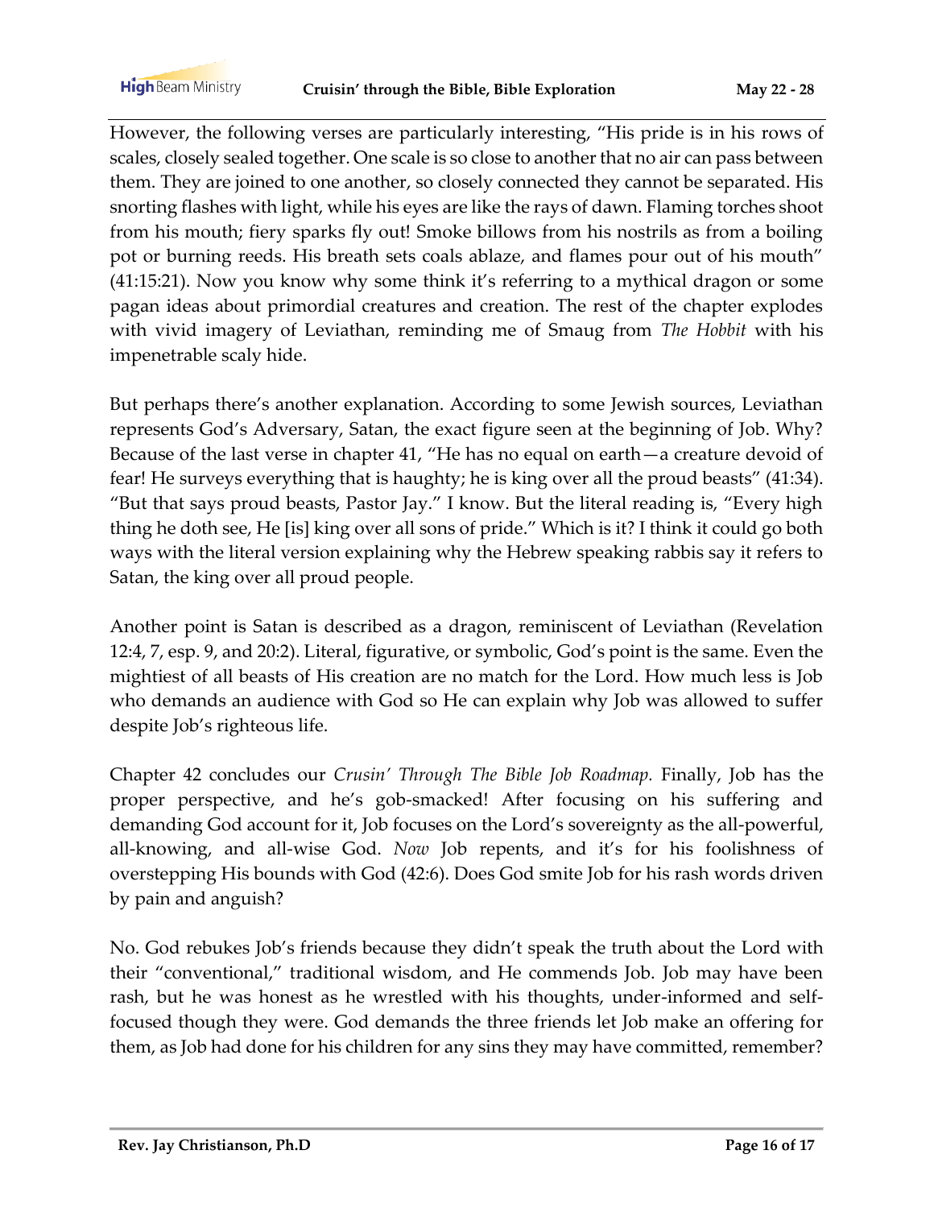However, the following verses are particularly interesting, "His pride is in his rows of scales, closely sealed together. One scale is so close to another that no air can pass between them. They are joined to one another, so closely connected they cannot be separated. His snorting flashes with light, while his eyes are like the rays of dawn. Flaming torches shoot from his mouth; fiery sparks fly out! Smoke billows from his nostrils as from a boiling pot or burning reeds. His breath sets coals ablaze, and flames pour out of his mouth" (41:15:21). Now you know why some think it's referring to a mythical dragon or some pagan ideas about primordial creatures and creation. The rest of the chapter explodes with vivid imagery of Leviathan, reminding me of Smaug from *The Hobbit* with his impenetrable scaly hide.

But perhaps there's another explanation. According to some Jewish sources, Leviathan represents God's Adversary, Satan, the exact figure seen at the beginning of Job. Why? Because of the last verse in chapter 41, "He has no equal on earth—a creature devoid of fear! He surveys everything that is haughty; he is king over all the proud beasts" (41:34). "But that says proud beasts, Pastor Jay." I know. But the literal reading is, "Every high thing he doth see, He [is] king over all sons of pride." Which is it? I think it could go both ways with the literal version explaining why the Hebrew speaking rabbis say it refers to Satan, the king over all proud people.

Another point is Satan is described as a dragon, reminiscent of Leviathan (Revelation 12:4, 7, esp. 9, and 20:2). Literal, figurative, or symbolic, God's point is the same. Even the mightiest of all beasts of His creation are no match for the Lord. How much less is Job who demands an audience with God so He can explain why Job was allowed to suffer despite Job's righteous life.

Chapter 42 concludes our *Crusin' Through The Bible Job Roadmap.* Finally, Job has the proper perspective, and he's gob-smacked! After focusing on his suffering and demanding God account for it, Job focuses on the Lord's sovereignty as the all-powerful, all-knowing, and all-wise God. *Now* Job repents, and it's for his foolishness of overstepping His bounds with God (42:6). Does God smite Job for his rash words driven by pain and anguish?

No. God rebukes Job's friends because they didn't speak the truth about the Lord with their "conventional," traditional wisdom, and He commends Job. Job may have been rash, but he was honest as he wrestled with his thoughts, under-informed and self-focused though they were. God demands the three friends let Job make an offering for them, as Job had done for his children for any sins they may have committed, remember?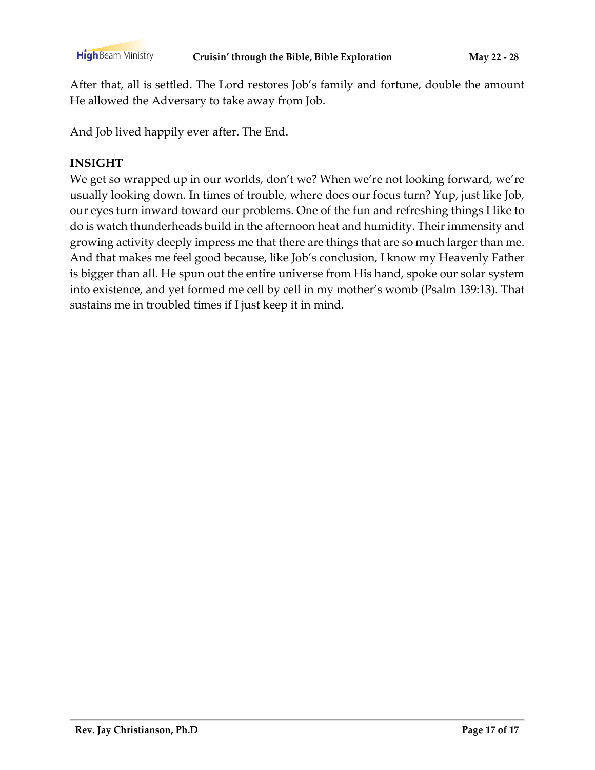After that, all is settled. The Lord restores Job's family and fortune, double the amount He allowed the Adversary to take away from Job.

And Job lived happily ever after. The End.

**INSIGHT**

We get so wrapped up in our worlds, don't we? When we're not looking forward, we're usually looking down. In times of trouble, where does our focus turn? Yup, just like Job, our eyes turn inward toward our problems. One of the fun and refreshing things I like to do is watch thunderheads build in the afternoon heat and humidity. Their immensity and growing activity deeply impress me that there are things that are so much larger than me. And that makes me feel good because, like Job's conclusion, I know my Heavenly Father is bigger than all. He spun out the entire universe from His hand, spoke our solar system into existence, and yet formed me cell by cell in my mother's womb (Psalm 139:13). That sustains me in troubled times if I just keep it in mind.